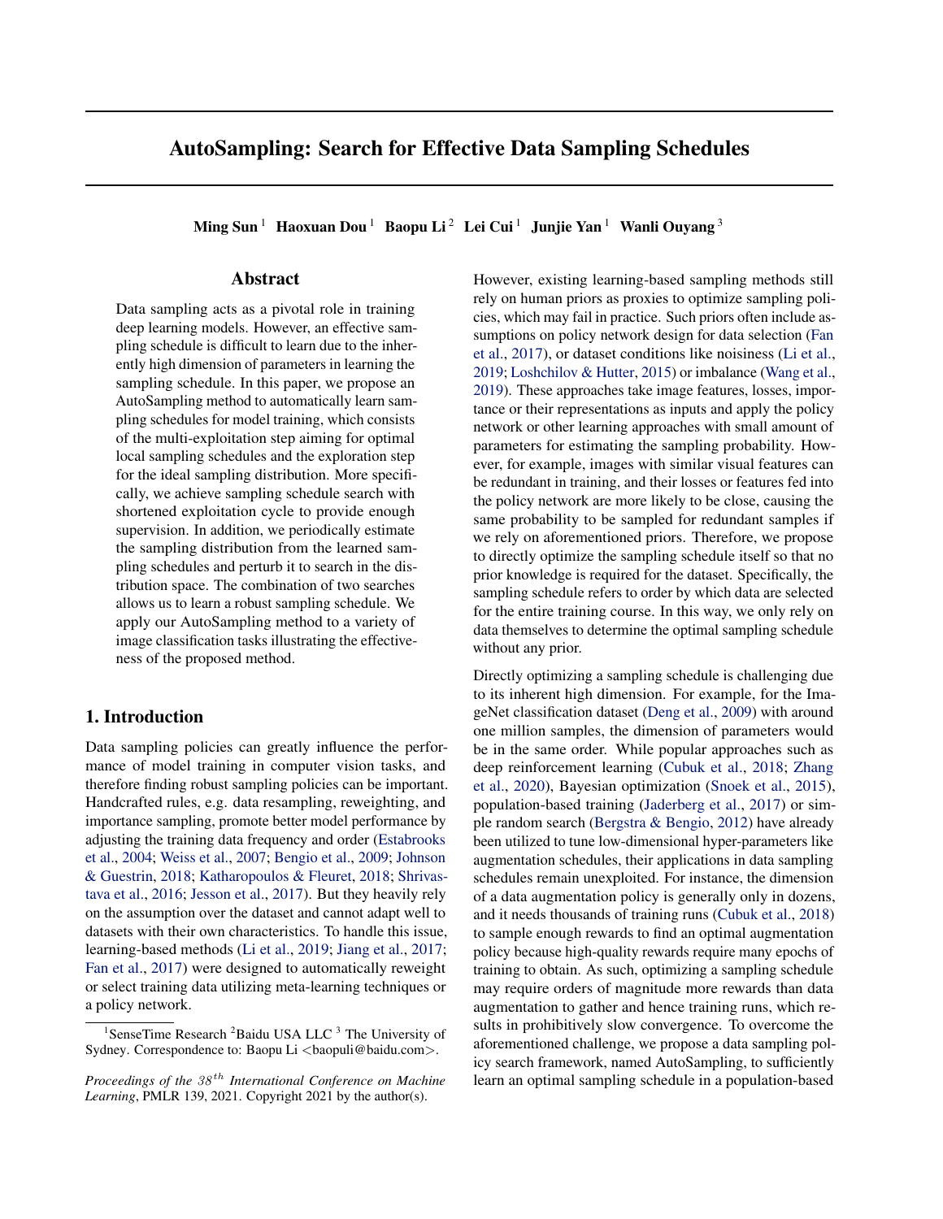# AutoSampling: Search for Effective Data Sampling Schedules

**Ming Sun** [1] **Haoxuan Dou** [1] **Baopu Li** [2] **Lei Cui** [1] **Junjie Yan** [1] **Wanli Ouyang** [3]

## Abstract

Data sampling acts as a pivotal role in training deep learning models. However, an effective sampling schedule is difficult to learn due to the inherently high dimension of parameters in learning the sampling schedule. In this paper, we propose an AutoSampling method to automatically learn sampling schedules for model training, which consists of the multi-exploitation step aiming for optimal local sampling schedules and the exploration step for the ideal sampling distribution. More specifically, we achieve sampling schedule search with shortened exploitation cycle to provide enough supervision. In addition, we periodically estimate the sampling distribution from the learned sampling schedules and perturb it to search in the distribution space. The combination of two searches allows us to learn a robust sampling schedule. We apply our AutoSampling method to a variety of image classification tasks illustrating the effectiveness of the proposed method.

## 1. Introduction

Data sampling policies can greatly influence the performance of model training in computer vision tasks, and therefore finding robust sampling policies can be important. Handcrafted rules, e.g. data resampling, reweighting, and importance sampling, promote better model performance by adjusting the training data frequency and order (Estabrooks et al., 2004; Weiss et al., 2007; Bengio et al., 2009; Johnson & Guestrin, 2018; Katharopoulos & Fleuret, 2018; Shrivastava et al., 2016; Jesson et al., 2017). But they heavily rely on the assumption over the dataset and cannot adapt well to datasets with their own characteristics. To handle this issue, learning-based methods (Li et al., 2019; Jiang et al., 2017; Fan et al., 2017) were designed to automatically reweight or select training data utilizing meta-learning techniques or a policy network.

However, existing learning-based sampling methods still rely on human priors as proxies to optimize sampling policies, which may fail in practice. Such priors often include assumptions on policy network design for data selection (Fan et al., 2017), or dataset conditions like noisiness (Li et al., 2019; Loshchilov & Hutter, 2015) or imbalance (Wang et al., 2019). These approaches take image features, losses, importance or their representations as inputs and apply the policy network or other learning approaches with small amount of parameters for estimating the sampling probability. However, for example, images with similar visual features can be redundant in training, and their losses or features fed into the policy network are more likely to be close, causing the same probability to be sampled for redundant samples if we rely on aforementioned priors. Therefore, we propose to directly optimize the sampling schedule itself so that no prior knowledge is required for the dataset. Specifically, the sampling schedule refers to order by which data are selected for the entire training course. In this way, we only rely on data themselves to determine the optimal sampling schedule without any prior.

Directly optimizing a sampling schedule is challenging due to its inherent high dimension. For example, for the ImageNet classification dataset (Deng et al., 2009) with around one million samples, the dimension of parameters would be in the same order. While popular approaches such as deep reinforcement learning (Cubuk et al., 2018; Zhang et al., 2020), Bayesian optimization (Snoek et al., 2015), population-based training (Jaderberg et al., 2017) or simple random search (Bergstra & Bengio, 2012) have already been utilized to tune low-dimensional hyper-parameters like augmentation schedules, their applications in data sampling schedules remain unexploited. For instance, the dimension of a data augmentation policy is generally only in dozens, and it needs thousands of training runs (Cubuk et al., 2018) to sample enough rewards to find an optimal augmentation policy because high-quality rewards require many epochs of training to obtain. As such, optimizing a sampling schedule may require orders of magnitude more rewards than data augmentation to gather and hence training runs, which results in prohibitively slow convergence. To overcome the aforementioned challenge, we propose a data sampling policy search framework, named AutoSampling, to sufficiently learn an optimal sampling schedule in a population-based

---

[1] SenseTime Research [2] Baidu USA LLC [3] The University of Sydney. Correspondence to: Baopu Li <baopuli@baidu.com>.

*Proceedings of the 38th International Conference on Machine Learning*, PMLR 139, 2021. Copyright 2021 by the author(s).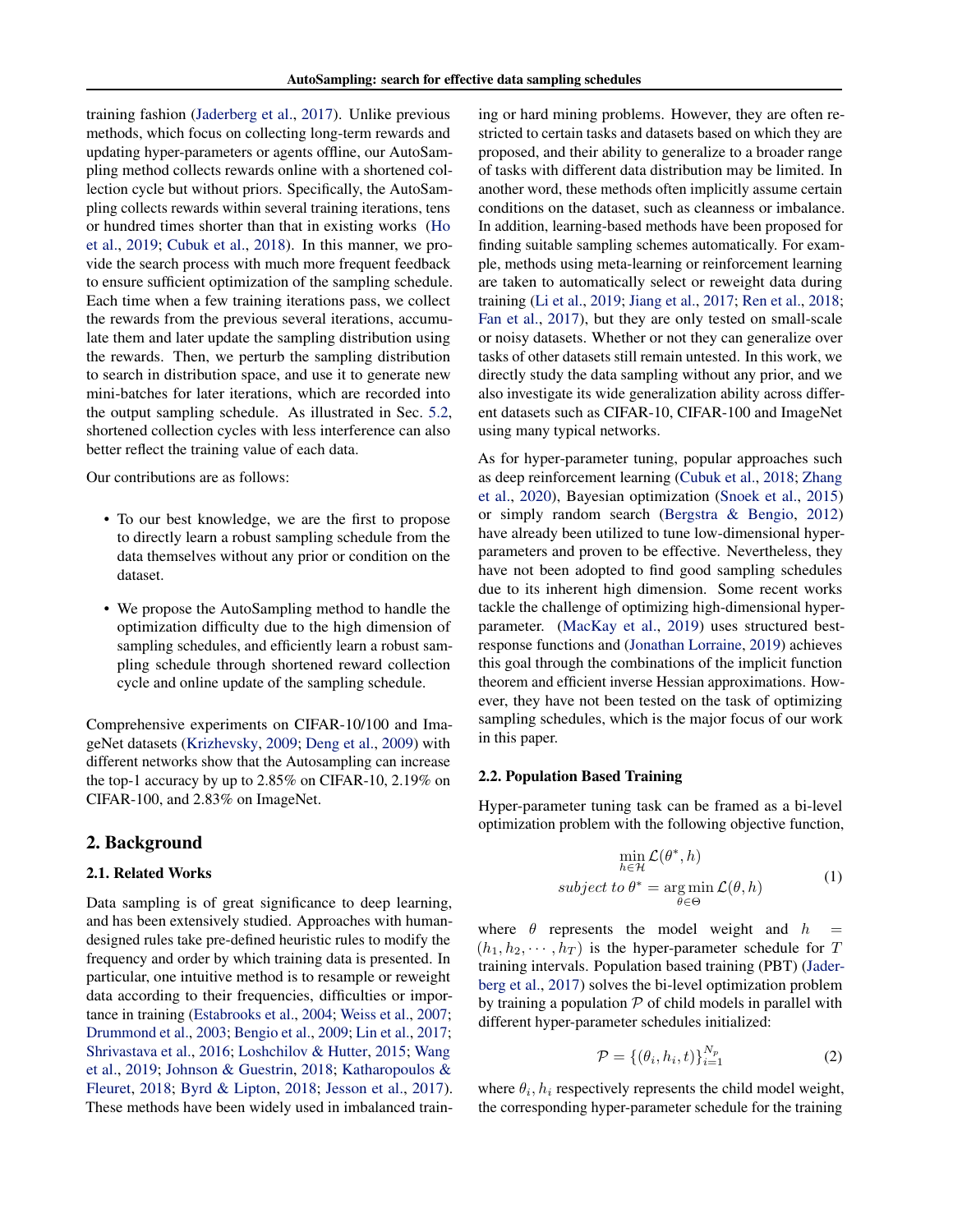training fashion (Jaderberg et al., 2017). Unlike previous methods, which focus on collecting long-term rewards and updating hyper-parameters or agents offline, our AutoSampling method collects rewards online with a shortened collection cycle but without priors. Specifically, the AutoSampling collects rewards within several training iterations, tens or hundred times shorter than that in existing works (Ho et al., 2019; Cubuk et al., 2018). In this manner, we provide the search process with much more frequent feedback to ensure sufficient optimization of the sampling schedule. Each time when a few training iterations pass, we collect the rewards from the previous several iterations, accumulate them and later update the sampling distribution using the rewards. Then, we perturb the sampling distribution to search in distribution space, and use it to generate new mini-batches for later iterations, which are recorded into the output sampling schedule. As illustrated in Sec. 5.2, shortened collection cycles with less interference can also better reflect the training value of each data.

Our contributions are as follows:

- To our best knowledge, we are the first to propose to directly learn a robust sampling schedule from the data themselves without any prior or condition on the dataset.
- We propose the AutoSampling method to handle the optimization difficulty due to the high dimension of sampling schedules, and efficiently learn a robust sampling schedule through shortened reward collection cycle and online update of the sampling schedule.

Comprehensive experiments on CIFAR-10/100 and ImageNet datasets (Krizhevsky, 2009; Deng et al., 2009) with different networks show that the Autosampling can increase the top-1 accuracy by up to 2.85% on CIFAR-10, 2.19% on CIFAR-100, and 2.83% on ImageNet.

## 2. Background

### 2.1. Related Works

Data sampling is of great significance to deep learning, and has been extensively studied. Approaches with human-designed rules take pre-defined heuristic rules to modify the frequency and order by which training data is presented. In particular, one intuitive method is to resample or reweight data according to their frequencies, difficulties or importance in training (Estabrooks et al., 2004; Weiss et al., 2007; Drummond et al., 2003; Bengio et al., 2009; Lin et al., 2017; Shrivastava et al., 2016; Loshchilov & Hutter, 2015; Wang et al., 2019; Johnson & Guestrin, 2018; Katharopoulos & Fleuret, 2018; Byrd & Lipton, 2018; Jesson et al., 2017). These methods have been widely used in imbalanced training or hard mining problems. However, they are often restricted to certain tasks and datasets based on which they are proposed, and their ability to generalize to a broader range of tasks with different data distribution may be limited. In another word, these methods often implicitly assume certain conditions on the dataset, such as cleanness or imbalance. In addition, learning-based methods have been proposed for finding suitable sampling schemes automatically. For example, methods using meta-learning or reinforcement learning are taken to automatically select or reweight data during training (Li et al., 2019; Jiang et al., 2017; Ren et al., 2018; Fan et al., 2017), but they are only tested on small-scale or noisy datasets. Whether or not they can generalize over tasks of other datasets still remain untested. In this work, we directly study the data sampling without any prior, and we also investigate its wide generalization ability across different datasets such as CIFAR-10, CIFAR-100 and ImageNet using many typical networks.

As for hyper-parameter tuning, popular approaches such as deep reinforcement learning (Cubuk et al., 2018; Zhang et al., 2020), Bayesian optimization (Snoek et al., 2015) or simply random search (Bergstra & Bengio, 2012) have already been utilized to tune low-dimensional hyper-parameters and proven to be effective. Nevertheless, they have not been adopted to find good sampling schedules due to its inherent high dimension. Some recent works tackle the challenge of optimizing high-dimensional hyper-parameter. (MacKay et al., 2019) uses structured best-response functions and (Jonathan Lorraine, 2019) achieves this goal through the combinations of the implicit function theorem and efficient inverse Hessian approximations. However, they have not been tested on the task of optimizing sampling schedules, which is the major focus of our work in this paper.

### 2.2. Population Based Training

Hyper-parameter tuning task can be framed as a bi-level optimization problem with the following objective function,

$$
\begin{aligned}
&\min_{h \in \mathcal{H}} \mathcal{L}(\theta^*, h) \\
&\textit{subject to } \theta^* = \arg\min_{\theta \in \Theta} \mathcal{L}(\theta, h)
\end{aligned}
\tag{1}
$$

where $\theta$ represents the model weight and $h = (h_1, h_2, \cdots, h_T)$ is the hyper-parameter schedule for $T$ training intervals. Population based training (PBT) (Jaderberg et al., 2017) solves the bi-level optimization problem by training a population $\mathcal{P}$ of child models in parallel with different hyper-parameter schedules initialized:

$$
\mathcal{P} = \{(\theta_i, h_i, t)\}_{i=1}^{N_p} \tag{2}
$$

where $\theta_i, h_i$ respectively represents the child model weight, the corresponding hyper-parameter schedule for the training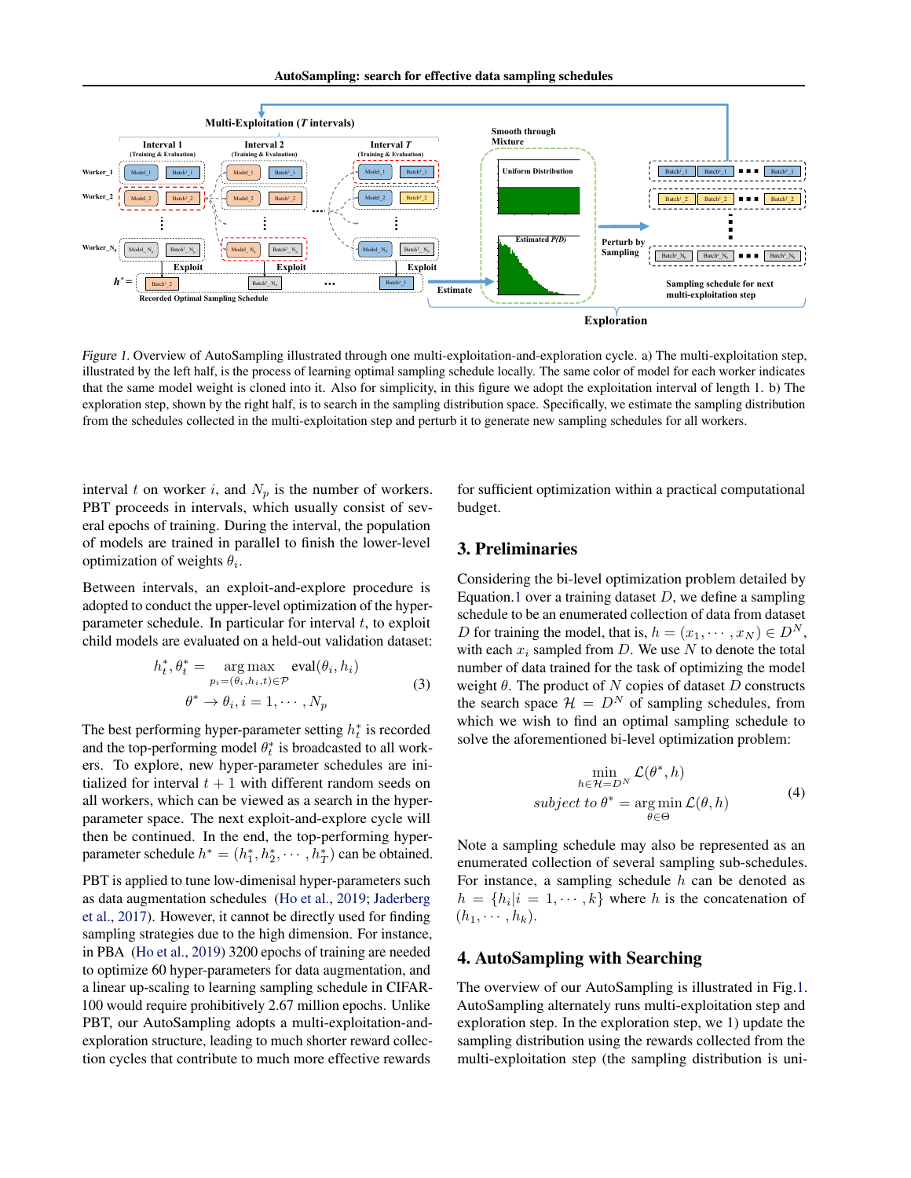Figure 1. Overview of AutoSampling illustrated through one multi-exploitation-and-exploration cycle. a) The multi-exploitation step, illustrated by the left half, is the process of learning optimal sampling schedule locally. The same color of model for each worker indicates that the same model weight is cloned into it. Also for simplicity, in this figure we adopt the exploitation interval of length 1. b) The exploration step, shown by the right half, is to search in the sampling distribution space. Specifically, we estimate the sampling distribution from the schedules collected in the multi-exploitation step and perturb it to generate new sampling schedules for all workers.

interval $t$ on worker $i$, and $N_p$ is the number of workers. PBT proceeds in intervals, which usually consist of several epochs of training. During the interval, the population of models are trained in parallel to finish the lower-level optimization of weights $\theta_i$.

Between intervals, an exploit-and-explore procedure is adopted to conduct the upper-level optimization of the hyper-parameter schedule. In particular for interval $t$, to exploit child models are evaluated on a held-out validation dataset:

$$
\begin{aligned}
h_t^*, \theta_t^* &= \underset{p_i=(\theta_i, h_i, t) \in \mathcal{P}}{\arg\max} \ \mathrm{eval}(\theta_i, h_i) \\
\theta^* &\rightarrow \theta_i, i = 1, \cdots, N_p
\end{aligned}
\tag{3}
$$

The best performing hyper-parameter setting $h_t^*$ is recorded and the top-performing model $\theta_t^*$ is broadcasted to all workers. To explore, new hyper-parameter schedules are initialized for interval $t+1$ with different random seeds on all workers, which can be viewed as a search in the hyper-parameter space. The next exploit-and-explore cycle will then be continued. In the end, the top-performing hyper-parameter schedule $h^* = (h_1^*, h_2^*, \cdots, h_T^*)$ can be obtained.

PBT is applied to tune low-dimenisal hyper-parameters such as data augmentation schedules (Ho et al., 2019; Jaderberg et al., 2017). However, it cannot be directly used for finding sampling strategies due to the high dimension. For instance, in PBA (Ho et al., 2019) 3200 epochs of training are needed to optimize 60 hyper-parameters for data augmentation, and a linear up-scaling to learning sampling schedule in CIFAR-100 would require prohibitively 2.67 million epochs. Unlike PBT, our AutoSampling adopts a multi-exploitation-and-exploration structure, leading to much shorter reward collection cycles that contribute to much more effective rewards for sufficient optimization within a practical computational budget.

## 3. Preliminaries

Considering the bi-level optimization problem detailed by Equation.1 over a training dataset $D$, we define a sampling schedule to be an enumerated collection of data from dataset $D$ for training the model, that is, $h = (x_1, \cdots, x_N) \in D^N$, with each $x_i$ sampled from $D$. We use $N$ to denote the total number of data trained for the task of optimizing the model weight $\theta$. The product of $N$ copies of dataset $D$ constructs the search space $\mathcal{H} = D^N$ of sampling schedules, from which we wish to find an optimal sampling schedule to solve the aforementioned bi-level optimization problem:

$$
\begin{aligned}
&\min_{h \in \mathcal{H} = D^N} \mathcal{L}(\theta^*, h) \\
&\textit{subject to } \theta^* = \underset{\theta \in \Theta}{\arg\min}\, \mathcal{L}(\theta, h)
\end{aligned}
\tag{4}
$$

Note a sampling schedule may also be represented as an enumerated collection of several sampling sub-schedules. For instance, a sampling schedule $h$ can be denoted as $h = \{h_i | i = 1, \cdots, k\}$ where $h$ is the concatenation of $(h_1, \cdots, h_k)$.

## 4. AutoSampling with Searching

The overview of our AutoSampling is illustrated in Fig.1. AutoSampling alternately runs multi-exploitation step and exploration step. In the exploration step, we 1) update the sampling distribution using the rewards collected from the multi-exploitation step (the sampling distribution is uni-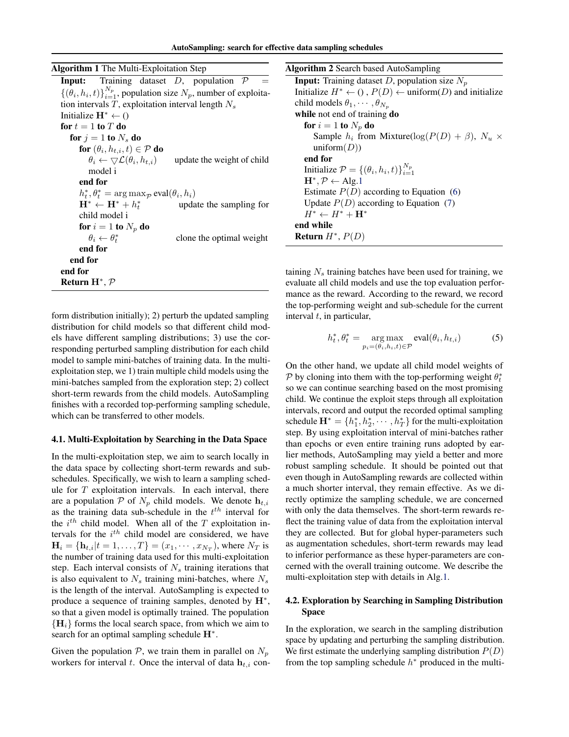**Algorithm 1** The Multi-Exploitation Step

**Input:** Training dataset $D$, population $\mathcal{P} = \{(\theta_i, h_i, t)\}_{i=1}^{N_p}$, population size $N_p$, number of exploitation intervals $T$, exploitation interval length $N_s$

Initialize $\mathbf{H}^* \leftarrow ()$
**for** $t = 1$ **to** $T$ **do**
  **for** $j = 1$ **to** $N_s$ **do**
    **for** $(\theta_i, h_{t,i}, t) \in \mathcal{P}$ **do**
      $\theta_i \leftarrow \bigtriangledown \mathcal{L}(\theta_i, h_{t,i})$  update the weight of child model i
    **end for**
    $h_t^*, \theta_t^* = \arg\max_{\mathcal{P}} \text{eval}(\theta_i, h_i)$
    $\mathbf{H}^* \leftarrow \mathbf{H}^* + h_t^*$  update the sampling for child model i
    **for** $i = 1$ **to** $N_p$ **do**
      $\theta_i \leftarrow \theta_t^*$  clone the optimal weight
    **end for**
  **end for**
**end for**
**Return** $\mathbf{H}^*, \mathcal{P}$

**Algorithm 2** Search based AutoSampling

**Input:** Training dataset $D$, population size $N_p$

Initialize $H^* \leftarrow ()$ , $P(D) \leftarrow \text{uniform}(D)$ and initialize child models $\theta_1, \cdots, \theta_{N_p}$
**while** not end of training **do**
  **for** $i = 1$ **to** $N_p$ **do**
    Sample $h_i$ from Mixture($\log(P(D) + \beta)$, $N_u \times \text{uniform}(D)$)
  **end for**
  Initialize $\mathcal{P} = \{(\theta_i, h_i, t)\}_{i=1}^{N_p}$
  $\mathbf{H}^*, \mathcal{P} \leftarrow$ Alg.1
  Estimate $P(D)$ according to Equation (6)
  Update $P(D)$ according to Equation (7)
  $H^* \leftarrow H^* + \mathbf{H}^*$
**end while**
**Return** $H^*$, $P(D)$

form distribution initially); 2) perturb the updated sampling distribution for child models so that different child models have different sampling distributions; 3) use the corresponding perturbed sampling distribution for each child model to sample mini-batches of training data. In the multi-exploitation step, we 1) train multiple child models using the mini-batches sampled from the exploration step; 2) collect short-term rewards from the child models. AutoSampling finishes with a recorded top-performing sampling schedule, which can be transferred to other models.

### 4.1. Multi-Exploitation by Searching in the Data Space

In the multi-exploitation step, we aim to search locally in the data space by collecting short-term rewards and sub-schedules. Specifically, we wish to learn a sampling schedule for $T$ exploitation intervals. In each interval, there are a population $\mathcal{P}$ of $N_p$ child models. We denote $\mathbf{h}_{t,i}$ as the training data sub-schedule in the $t^{th}$ interval for the $i^{th}$ child model. When all of the $T$ exploitation intervals for the $i^{th}$ child model are considered, we have $\mathbf{H}_i = \{\mathbf{h}_{t,i} | t = 1, \ldots, T\} = (x_1, \cdots, x_{N_T})$, where $N_T$ is the number of training data used for this multi-exploitation step. Each interval consists of $N_s$ training iterations that is also equivalent to $N_s$ training mini-batches, where $N_s$ is the length of the interval. AutoSampling is expected to produce a sequence of training samples, denoted by $\mathbf{H}^*$, so that a given model is optimally trained. The population $\{\mathbf{H}_i\}$ forms the local search space, from which we aim to search for an optimal sampling schedule $\mathbf{H}^*$.

Given the population $\mathcal{P}$, we train them in parallel on $N_p$ workers for interval $t$. Once the interval of data $\mathbf{h}_{t,i}$ containing $N_s$ training batches have been used for training, we evaluate all child models and use the top evaluation performance as the reward. According to the reward, we record the top-performing weight and sub-schedule for the current interval $t$, in particular,

$$h_t^*, \theta_t^* = \underset{p_i = (\theta_i, h_{t,i}, t) \in \mathcal{P}}{\arg\max} \text{eval}(\theta_i, h_{t,i}) \tag{5}$$

On the other hand, we update all child model weights of $\mathcal{P}$ by cloning into them with the top-performing weight $\theta_t^*$ so we can continue searching based on the most promising child. We continue the exploit steps through all exploitation intervals, record and output the recorded optimal sampling schedule $\mathbf{H}^* = \{h_1^*, h_2^*, \cdots, h_T^*\}$ for the multi-exploitation step. By using exploitation interval of mini-batches rather than epochs or even entire training runs adopted by earlier methods, AutoSampling may yield a better and more robust sampling schedule. It should be pointed out that even though in AutoSampling rewards are collected within a much shorter interval, they remain effective. As we directly optimize the sampling schedule, we are concerned with only the data themselves. The short-term rewards reflect the training value of data from the exploitation interval they are collected. But for global hyper-parameters such as augmentation schedules, short-term rewards may lead to inferior performance as these hyper-parameters are concerned with the overall training outcome. We describe the multi-exploitation step with details in Alg.1.

### 4.2. Exploration by Searching in Sampling Distribution Space

In the exploration, we search in the sampling distribution space by updating and perturbing the sampling distribution. We first estimate the underlying sampling distribution $P(D)$ from the top sampling schedule $h^*$ produced in the multi-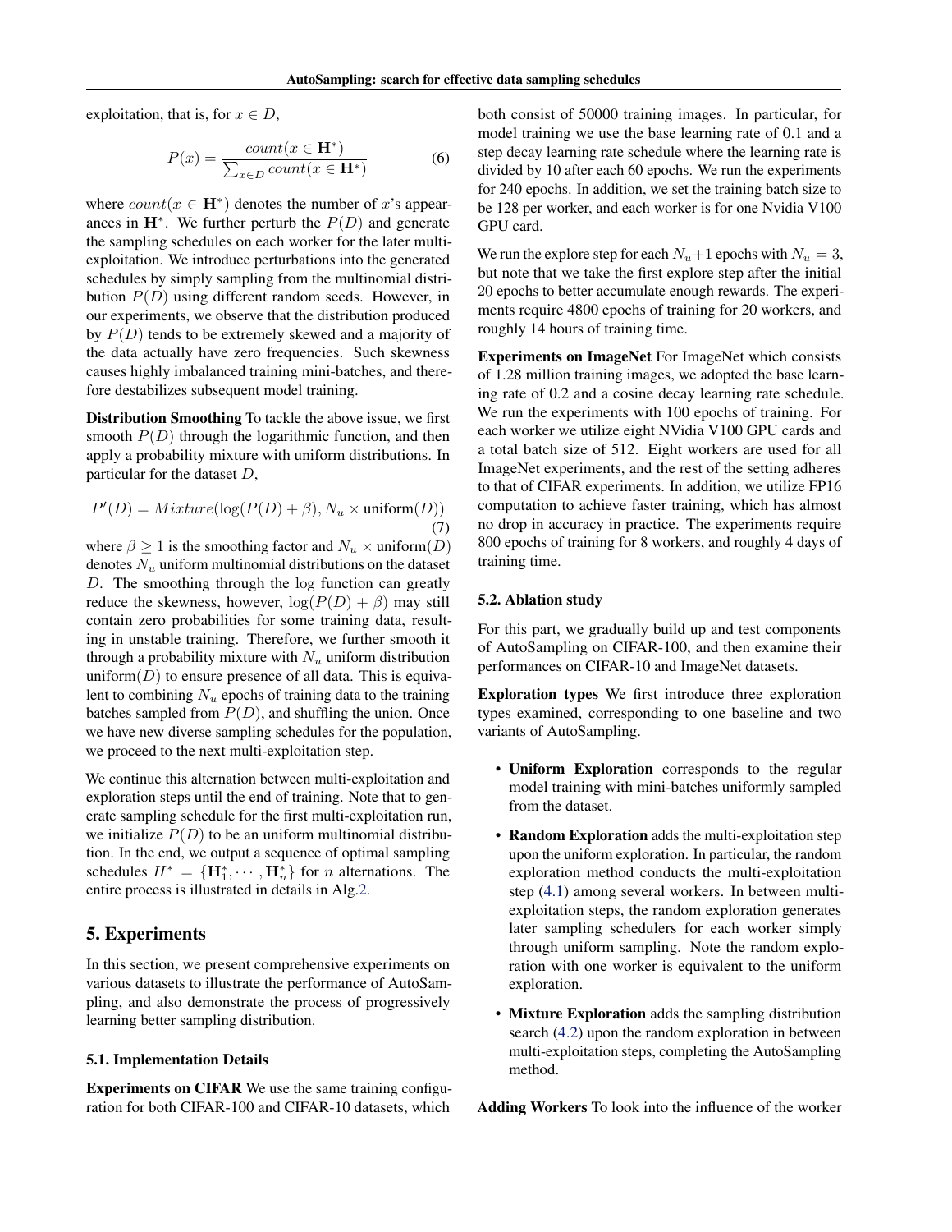exploitation, that is, for $x \in D$,

$$P(x) = \frac{count(x \in \mathbf{H}^*)}{\sum_{x \in D} count(x \in \mathbf{H}^*)} \tag{6}$$

where $count(x \in \mathbf{H}^*)$ denotes the number of $x$'s appearances in $\mathbf{H}^*$. We further perturb the $P(D)$ and generate the sampling schedules on each worker for the later multi-exploitation. We introduce perturbations into the generated schedules by simply sampling from the multinomial distribution $P(D)$ using different random seeds. However, in our experiments, we observe that the distribution produced by $P(D)$ tends to be extremely skewed and a majority of the data actually have zero frequencies. Such skewness causes highly imbalanced training mini-batches, and therefore destabilizes subsequent model training.

**Distribution Smoothing** To tackle the above issue, we first smooth $P(D)$ through the logarithmic function, and then apply a probability mixture with uniform distributions. In particular for the dataset $D$,

$$P'(D) = Mixture(\log(P(D) + \beta), N_u \times \text{uniform}(D)) \tag{7}$$

where $\beta \geq 1$ is the smoothing factor and $N_u \times \text{uniform}(D)$ denotes $N_u$ uniform multinomial distributions on the dataset $D$. The smoothing through the log function can greatly reduce the skewness, however, $\log(P(D) + \beta)$ may still contain zero probabilities for some training data, resulting in unstable training. Therefore, we further smooth it through a probability mixture with $N_u$ uniform distribution $\text{uniform}(D)$ to ensure presence of all data. This is equivalent to combining $N_u$ epochs of training data to the training batches sampled from $P(D)$, and shuffling the union. Once we have new diverse sampling schedules for the population, we proceed to the next multi-exploitation step.

We continue this alternation between multi-exploitation and exploration steps until the end of training. Note that to generate sampling schedule for the first multi-exploitation run, we initialize $P(D)$ to be an uniform multinomial distribution. In the end, we output a sequence of optimal sampling schedules $H^* = \{\mathbf{H}_1^*, \cdots, \mathbf{H}_n^*\}$ for $n$ alternations. The entire process is illustrated in details in Alg.2.

# 5. Experiments

In this section, we present comprehensive experiments on various datasets to illustrate the performance of AutoSampling, and also demonstrate the process of progressively learning better sampling distribution.

## 5.1. Implementation Details

**Experiments on CIFAR** We use the same training configuration for both CIFAR-100 and CIFAR-10 datasets, which both consist of 50000 training images. In particular, for model training we use the base learning rate of 0.1 and a step decay learning rate schedule where the learning rate is divided by 10 after each 60 epochs. We run the experiments for 240 epochs. In addition, we set the training batch size to be 128 per worker, and each worker is for one Nvidia V100 GPU card.

We run the explore step for each $N_u+1$ epochs with $N_u = 3$, but note that we take the first explore step after the initial 20 epochs to better accumulate enough rewards. The experiments require 4800 epochs of training for 20 workers, and roughly 14 hours of training time.

**Experiments on ImageNet** For ImageNet which consists of 1.28 million training images, we adopted the base learning rate of 0.2 and a cosine decay learning rate schedule. We run the experiments with 100 epochs of training. For each worker we utilize eight NVidia V100 GPU cards and a total batch size of 512. Eight workers are used for all ImageNet experiments, and the rest of the setting adheres to that of CIFAR experiments. In addition, we utilize FP16 computation to achieve faster training, which has almost no drop in accuracy in practice. The experiments require 800 epochs of training for 8 workers, and roughly 4 days of training time.

## 5.2. Ablation study

For this part, we gradually build up and test components of AutoSampling on CIFAR-100, and then examine their performances on CIFAR-10 and ImageNet datasets.

**Exploration types** We first introduce three exploration types examined, corresponding to one baseline and two variants of AutoSampling.

- **Uniform Exploration** corresponds to the regular model training with mini-batches uniformly sampled from the dataset.
- **Random Exploration** adds the multi-exploitation step upon the uniform exploration. In particular, the random exploration method conducts the multi-exploitation step (4.1) among several workers. In between multi-exploitation steps, the random exploration generates later sampling schedulers for each worker simply through uniform sampling. Note the random exploration with one worker is equivalent to the uniform exploration.
- **Mixture Exploration** adds the sampling distribution search (4.2) upon the random exploration in between multi-exploitation steps, completing the AutoSampling method.

**Adding Workers** To look into the influence of the worker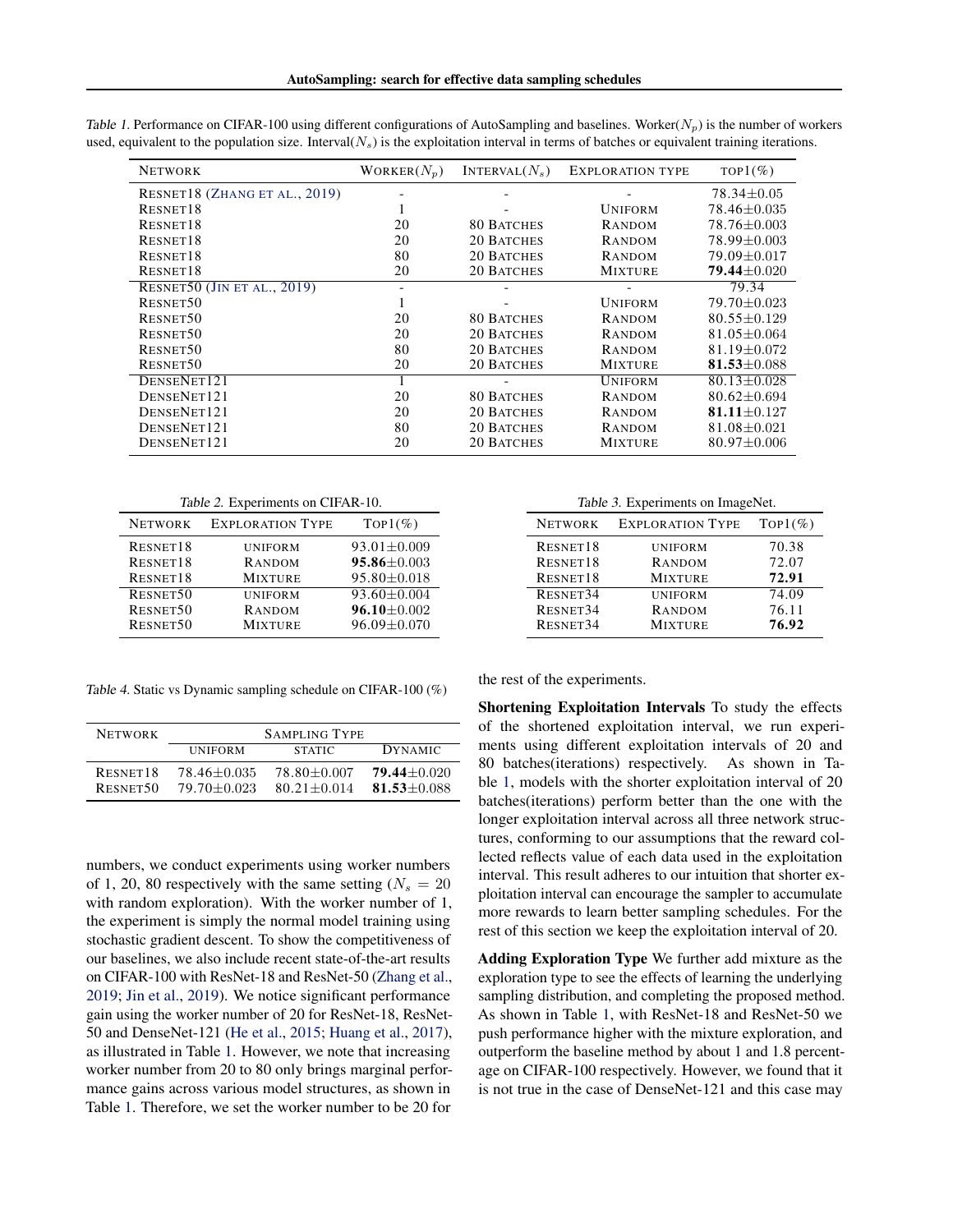Table 1. Performance on CIFAR-100 using different configurations of AutoSampling and baselines. Worker($N_p$) is the number of workers used, equivalent to the population size. Interval($N_s$) is the exploitation interval in terms of batches or equivalent training iterations.

| Network | Worker($N_p$) | Interval($N_s$) | Exploration type | top1(%) |
|---|---|---|---|---|
| ResNet18 (Zhang et al., 2019) | - | - | - | 78.34±0.05 |
| ResNet18 | 1 | - | Uniform | 78.46±0.035 |
| ResNet18 | 20 | 80 Batches | Random | 78.76±0.003 |
| ResNet18 | 20 | 20 Batches | Random | 78.99±0.003 |
| ResNet18 | 80 | 20 Batches | Random | 79.09±0.017 |
| ResNet18 | 20 | 20 Batches | Mixture | **79.44**±0.020 |
| ResNet50 (Jin et al., 2019) | - | - | - | 79.34 |
| ResNet50 | 1 | - | Uniform | 79.70±0.023 |
| ResNet50 | 20 | 80 Batches | Random | 80.55±0.129 |
| ResNet50 | 20 | 20 Batches | Random | 81.05±0.064 |
| ResNet50 | 80 | 20 Batches | Random | 81.19±0.072 |
| ResNet50 | 20 | 20 Batches | Mixture | **81.53**±0.088 |
| DenseNet121 | 1 | - | Uniform | 80.13±0.028 |
| DenseNet121 | 20 | 80 Batches | Random | 80.62±0.694 |
| DenseNet121 | 20 | 20 Batches | Random | **81.11**±0.127 |
| DenseNet121 | 80 | 20 Batches | Random | 81.08±0.021 |
| DenseNet121 | 20 | 20 Batches | Mixture | 80.97±0.006 |

Table 2. Experiments on CIFAR-10.

| Network | Exploration Type | Top1(%) |
|---|---|---|
| ResNet18 | uniform | 93.01±0.009 |
| ResNet18 | Random | **95.86**±0.003 |
| ResNet18 | Mixture | 95.80±0.018 |
| ResNet50 | uniform | 93.60±0.004 |
| ResNet50 | Random | **96.10**±0.002 |
| ResNet50 | Mixture | 96.09±0.070 |

Table 3. Experiments on ImageNet.

| Network | Exploration Type | Top1(%) |
|---|---|---|
| ResNet18 | uniform | 70.38 |
| ResNet18 | Random | 72.07 |
| ResNet18 | Mixture | **72.91** |
| ResNet34 | uniform | 74.09 |
| ResNet34 | Random | 76.11 |
| ResNet34 | Mixture | **76.92** |

Table 4. Static vs Dynamic sampling schedule on CIFAR-100 (%)

| Network | Sampling Type | | |
|---|---|---|---|
| | uniform | static | Dynamic |
| ResNet18 | 78.46±0.035 | 78.80±0.007 | **79.44**±0.020 |
| ResNet50 | 79.70±0.023 | 80.21±0.014 | **81.53**±0.088 |

numbers, we conduct experiments using worker numbers of 1, 20, 80 respectively with the same setting ($N_s = 20$ with random exploration). With the worker number of 1, the experiment is simply the normal model training using stochastic gradient descent. To show the competitiveness of our baselines, we also include recent state-of-the-art results on CIFAR-100 with ResNet-18 and ResNet-50 (Zhang et al., 2019; Jin et al., 2019). We notice significant performance gain using the worker number of 20 for ResNet-18, ResNet-50 and DenseNet-121 (He et al., 2015; Huang et al., 2017), as illustrated in Table 1. However, we note that increasing worker number from 20 to 80 only brings marginal performance gains across various model structures, as shown in Table 1. Therefore, we set the worker number to be 20 for the rest of the experiments.

**Shortening Exploitation Intervals** To study the effects of the shortened exploitation interval, we run experiments using different exploitation intervals of 20 and 80 batches(iterations) respectively. As shown in Table 1, models with the shorter exploitation interval of 20 batches(iterations) perform better than the one with the longer exploitation interval across all three network structures, conforming to our assumptions that the reward collected reflects value of each data used in the exploitation interval. This result adheres to our intuition that shorter exploitation interval can encourage the sampler to accumulate more rewards to learn better sampling schedules. For the rest of this section we keep the exploitation interval of 20.

**Adding Exploration Type** We further add mixture as the exploration type to see the effects of learning the underlying sampling distribution, and completing the proposed method. As shown in Table 1, with ResNet-18 and ResNet-50 we push performance higher with the mixture exploration, and outperform the baseline method by about 1 and 1.8 percentage on CIFAR-100 respectively. However, we found that it is not true in the case of DenseNet-121 and this case may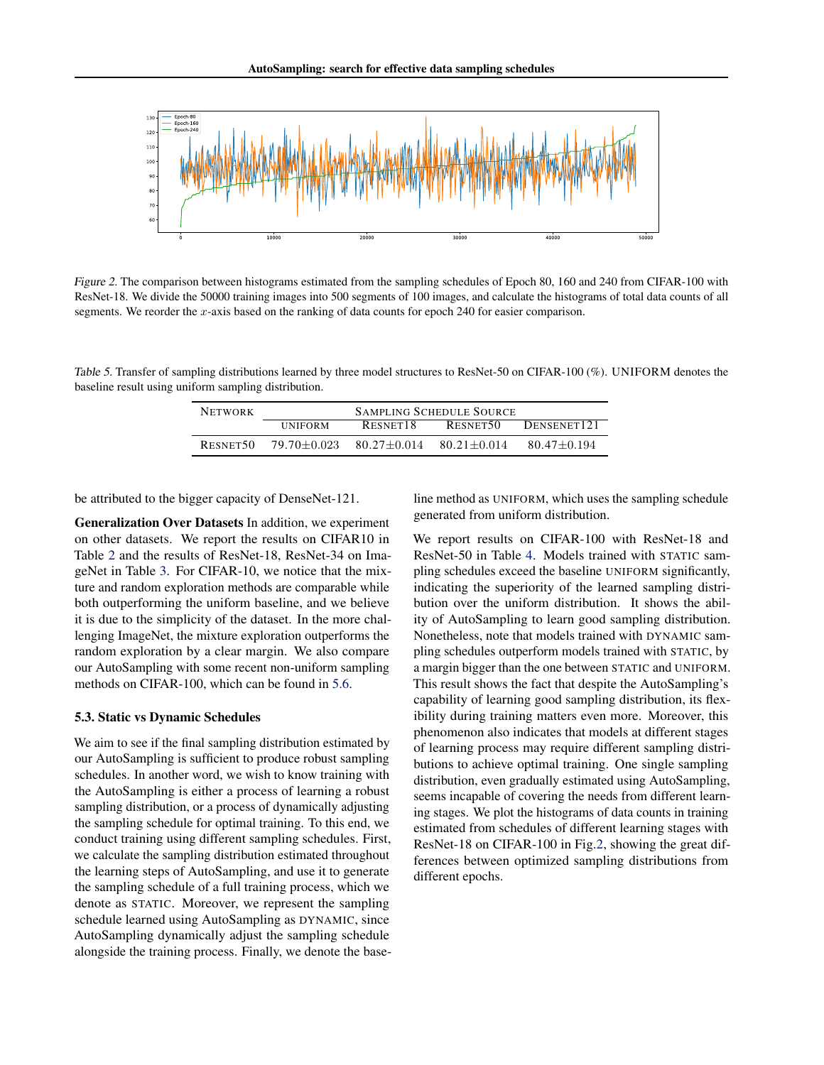Figure 2. The comparison between histograms estimated from the sampling schedules of Epoch 80, 160 and 240 from CIFAR-100 with ResNet-18. We divide the 50000 training images into 500 segments of 100 images, and calculate the histograms of total data counts of all segments. We reorder the $x$-axis based on the ranking of data counts for epoch 240 for easier comparison.

Table 5. Transfer of sampling distributions learned by three model structures to ResNet-50 on CIFAR-100 (%). UNIFORM denotes the baseline result using uniform sampling distribution.

| NETWORK | SAMPLING SCHEDULE SOURCE | | | |
|---|---|---|---|---|
| | UNIFORM | RESNET18 | RESNET50 | DENSENET121 |
| RESNET50 | 79.70±0.023 | 80.27±0.014 | 80.21±0.014 | 80.47±0.194 |

be attributed to the bigger capacity of DenseNet-121.

**Generalization Over Datasets** In addition, we experiment on other datasets. We report the results on CIFAR10 in Table 2 and the results of ResNet-18, ResNet-34 on ImageNet in Table 3. For CIFAR-10, we notice that the mixture and random exploration methods are comparable while both outperforming the uniform baseline, and we believe it is due to the simplicity of the dataset. In the more challenging ImageNet, the mixture exploration outperforms the random exploration by a clear margin. We also compare our AutoSampling with some recent non-uniform sampling methods on CIFAR-100, which can be found in 5.6.

### 5.3. Static vs Dynamic Schedules

We aim to see if the final sampling distribution estimated by our AutoSampling is sufficient to produce robust sampling schedules. In another word, we wish to know training with the AutoSampling is either a process of learning a robust sampling distribution, or a process of dynamically adjusting the sampling schedule for optimal training. To this end, we conduct training using different sampling schedules. First, we calculate the sampling distribution estimated throughout the learning steps of AutoSampling, and use it to generate the sampling schedule of a full training process, which we denote as STATIC. Moreover, we represent the sampling schedule learned using AutoSampling as DYNAMIC, since AutoSampling dynamically adjust the sampling schedule alongside the training process. Finally, we denote the baseline method as UNIFORM, which uses the sampling schedule generated from uniform distribution.

We report results on CIFAR-100 with ResNet-18 and ResNet-50 in Table 4. Models trained with STATIC sampling schedules exceed the baseline UNIFORM significantly, indicating the superiority of the learned sampling distribution over the uniform distribution. It shows the ability of AutoSampling to learn good sampling distribution. Nonetheless, note that models trained with DYNAMIC sampling schedules outperform models trained with STATIC, by a margin bigger than the one between STATIC and UNIFORM. This result shows the fact that despite the AutoSampling's capability of learning good sampling distribution, its flexibility during training matters even more. Moreover, this phenomenon also indicates that models at different stages of learning process may require different sampling distributions to achieve optimal training. One single sampling distribution, even gradually estimated using AutoSampling, seems incapable of covering the needs from different learning stages. We plot the histograms of data counts in training estimated from schedules of different learning stages with ResNet-18 on CIFAR-100 in Fig.2, showing the great differences between optimized sampling distributions from different epochs.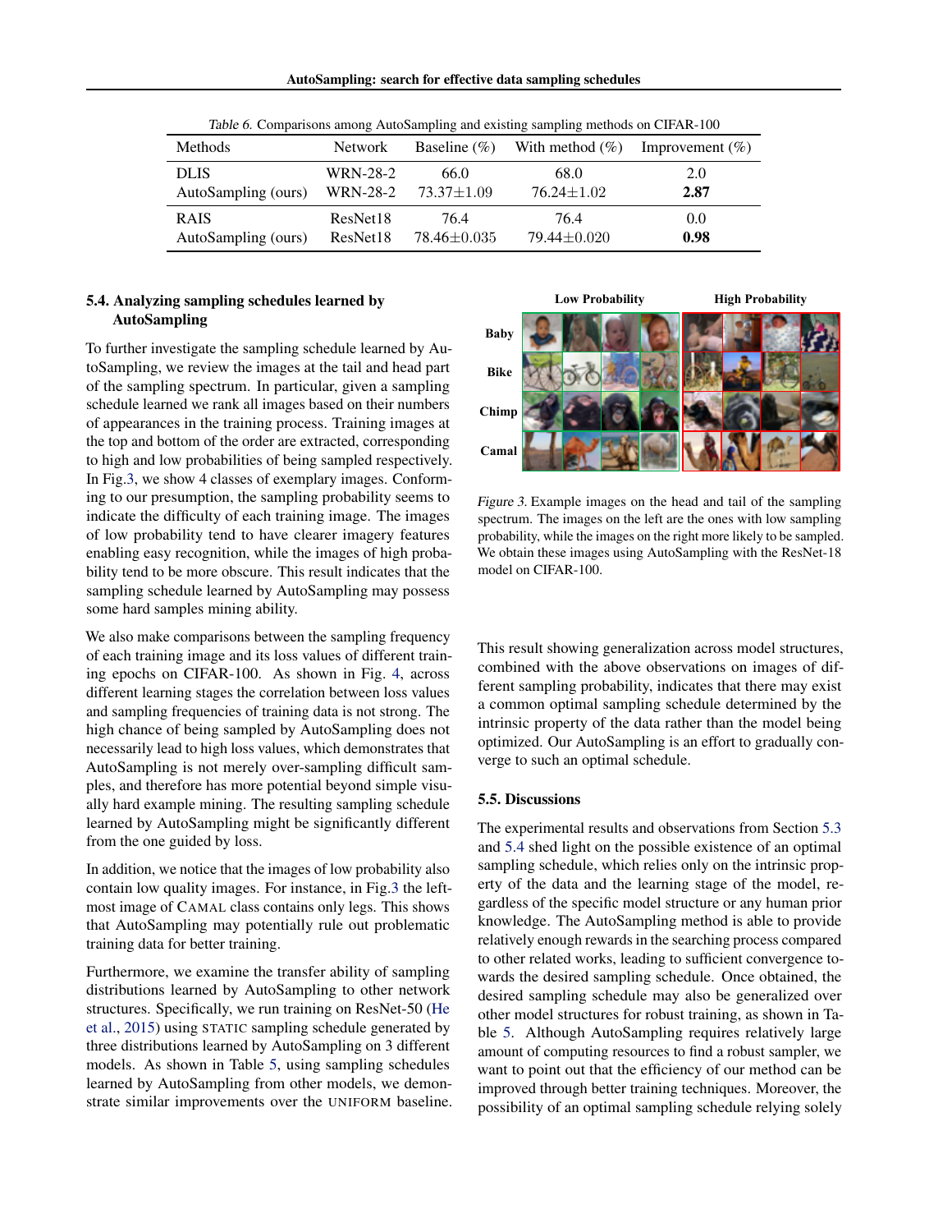*Table 6.* Comparisons among AutoSampling and existing sampling methods on CIFAR-100

| Methods | Network | Baseline (%) | With method (%) | Improvement (%) |
|---|---|---|---|---|
| DLIS | WRN-28-2 | 66.0 | 68.0 | 2.0 |
| AutoSampling (ours) | WRN-28-2 | 73.37±1.09 | 76.24±1.02 | **2.87** |
| RAIS | ResNet18 | 76.4 | 76.4 | 0.0 |
| AutoSampling (ours) | ResNet18 | 78.46±0.035 | 79.44±0.020 | **0.98** |

### 5.4. Analyzing sampling schedules learned by AutoSampling

To further investigate the sampling schedule learned by AutoSampling, we review the images at the tail and head part of the sampling spectrum. In particular, given a sampling schedule learned we rank all images based on their numbers of appearances in the training process. Training images at the top and bottom of the order are extracted, corresponding to high and low probabilities of being sampled respectively. In Fig.3, we show 4 classes of exemplary images. Conforming to our presumption, the sampling probability seems to indicate the difficulty of each training image. The images of low probability tend to have clearer imagery features enabling easy recognition, while the images of high probability tend to be more obscure. This result indicates that the sampling schedule learned by AutoSampling may possess some hard samples mining ability.

*Figure 3.* Example images on the head and tail of the sampling spectrum. The images on the left are the ones with low sampling probability, while the images on the right more likely to be sampled. We obtain these images using AutoSampling with the ResNet-18 model on CIFAR-100.

We also make comparisons between the sampling frequency of each training image and its loss values of different training epochs on CIFAR-100. As shown in Fig. 4, across different learning stages the correlation between loss values and sampling frequencies of training data is not strong. The high chance of being sampled by AutoSampling does not necessarily lead to high loss values, which demonstrates that AutoSampling is not merely over-sampling difficult samples, and therefore has more potential beyond simple visually hard example mining. The resulting sampling schedule learned by AutoSampling might be significantly different from the one guided by loss.

In addition, we notice that the images of low probability also contain low quality images. For instance, in Fig.3 the leftmost image of CAMAL class contains only legs. This shows that AutoSampling may potentially rule out problematic training data for better training.

Furthermore, we examine the transfer ability of sampling distributions learned by AutoSampling to other network structures. Specifically, we run training on ResNet-50 (He et al., 2015) using STATIC sampling schedule generated by three distributions learned by AutoSampling on 3 different models. As shown in Table 5, using sampling schedules learned by AutoSampling from other models, we demonstrate similar improvements over the UNIFORM baseline. This result showing generalization across model structures, combined with the above observations on images of different sampling probability, indicates that there may exist a common optimal sampling schedule determined by the intrinsic property of the data rather than the model being optimized. Our AutoSampling is an effort to gradually converge to such an optimal schedule.

### 5.5. Discussions

The experimental results and observations from Section 5.3 and 5.4 shed light on the possible existence of an optimal sampling schedule, which relies only on the intrinsic property of the data and the learning stage of the model, regardless of the specific model structure or any human prior knowledge. The AutoSampling method is able to provide relatively enough rewards in the searching process compared to other related works, leading to sufficient convergence towards the desired sampling schedule. Once obtained, the desired sampling schedule may also be generalized over other model structures for robust training, as shown in Table 5. Although AutoSampling requires relatively large amount of computing resources to find a robust sampler, we want to point out that the efficiency of our method can be improved through better training techniques. Moreover, the possibility of an optimal sampling schedule relying solely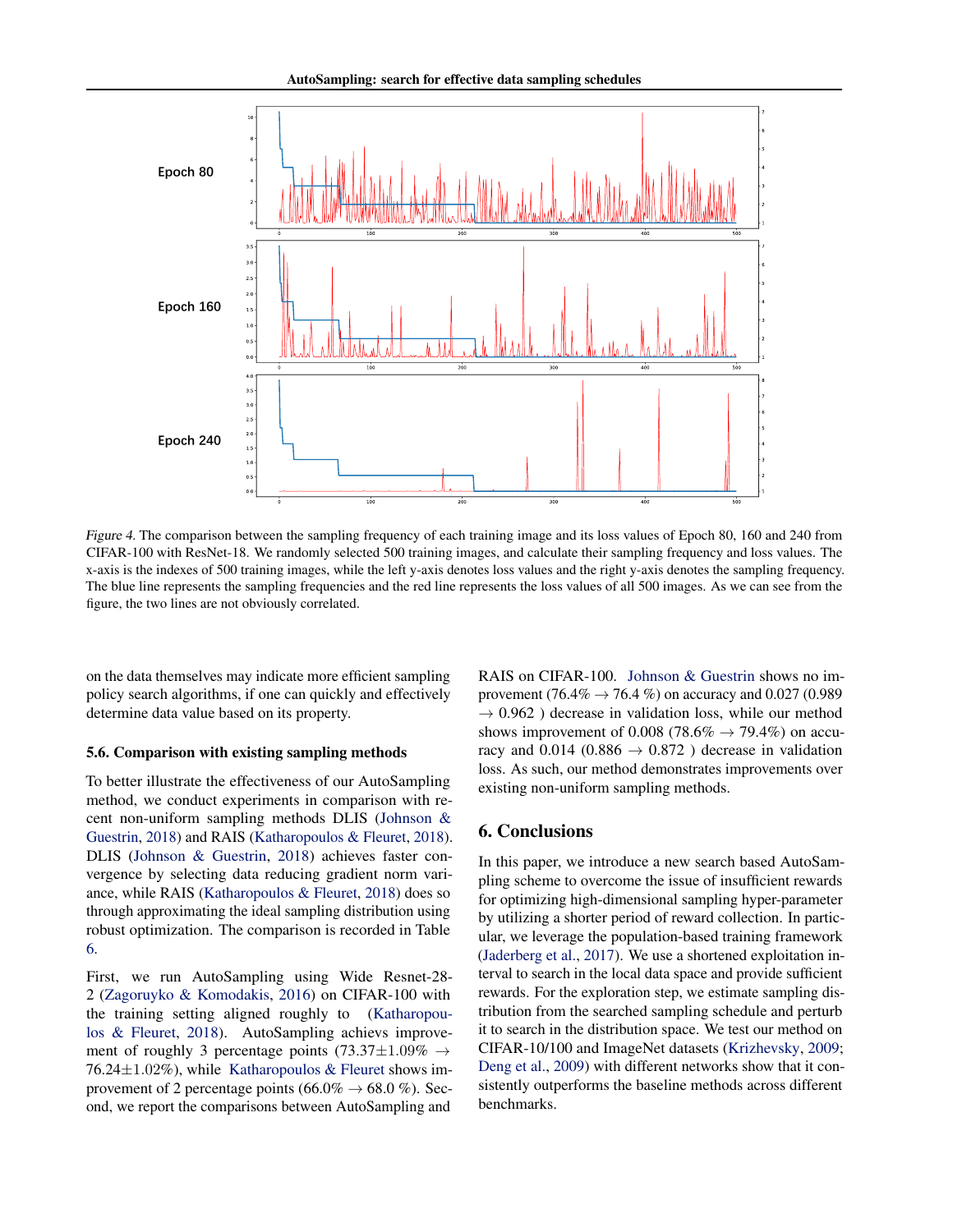*Figure 4.* The comparison between the sampling frequency of each training image and its loss values of Epoch 80, 160 and 240 from CIFAR-100 with ResNet-18. We randomly selected 500 training images, and calculate their sampling frequency and loss values. The x-axis is the indexes of 500 training images, while the left y-axis denotes loss values and the right y-axis denotes the sampling frequency. The blue line represents the sampling frequencies and the red line represents the loss values of all 500 images. As we can see from the figure, the two lines are not obviously correlated.

on the data themselves may indicate more efficient sampling policy search algorithms, if one can quickly and effectively determine data value based on its property.

### 5.6. Comparison with existing sampling methods

To better illustrate the effectiveness of our AutoSampling method, we conduct experiments in comparison with recent non-uniform sampling methods DLIS (Johnson & Guestrin, 2018) and RAIS (Katharopoulos & Fleuret, 2018). DLIS (Johnson & Guestrin, 2018) achieves faster convergence by selecting data reducing gradient norm variance, while RAIS (Katharopoulos & Fleuret, 2018) does so through approximating the ideal sampling distribution using robust optimization. The comparison is recorded in Table 6.

First, we run AutoSampling using Wide Resnet-28-2 (Zagoruyko & Komodakis, 2016) on CIFAR-100 with the training setting aligned roughly to (Katharopoulos & Fleuret, 2018). AutoSampling achievs improvement of roughly 3 percentage points ($73.37\pm1.09\% \rightarrow 76.24\pm1.02\%$), while Katharopoulos & Fleuret shows improvement of 2 percentage points ($66.0\% \rightarrow 68.0$ %). Second, we report the comparisons between AutoSampling and RAIS on CIFAR-100. Johnson & Guestrin shows no improvement ($76.4\% \rightarrow 76.4$ %) on accuracy and 0.027 ($0.989 \rightarrow 0.962$ ) decrease in validation loss, while our method shows improvement of 0.008 ($78.6\% \rightarrow 79.4\%$) on accuracy and 0.014 ($0.886 \rightarrow 0.872$ ) decrease in validation loss. As such, our method demonstrates improvements over existing non-uniform sampling methods.

## 6. Conclusions

In this paper, we introduce a new search based AutoSampling scheme to overcome the issue of insufficient rewards for optimizing high-dimensional sampling hyper-parameter by utilizing a shorter period of reward collection. In particular, we leverage the population-based training framework (Jaderberg et al., 2017). We use a shortened exploitation interval to search in the local data space and provide sufficient rewards. For the exploration step, we estimate sampling distribution from the searched sampling schedule and perturb it to search in the distribution space. We test our method on CIFAR-10/100 and ImageNet datasets (Krizhevsky, 2009; Deng et al., 2009) with different networks show that it consistently outperforms the baseline methods across different benchmarks.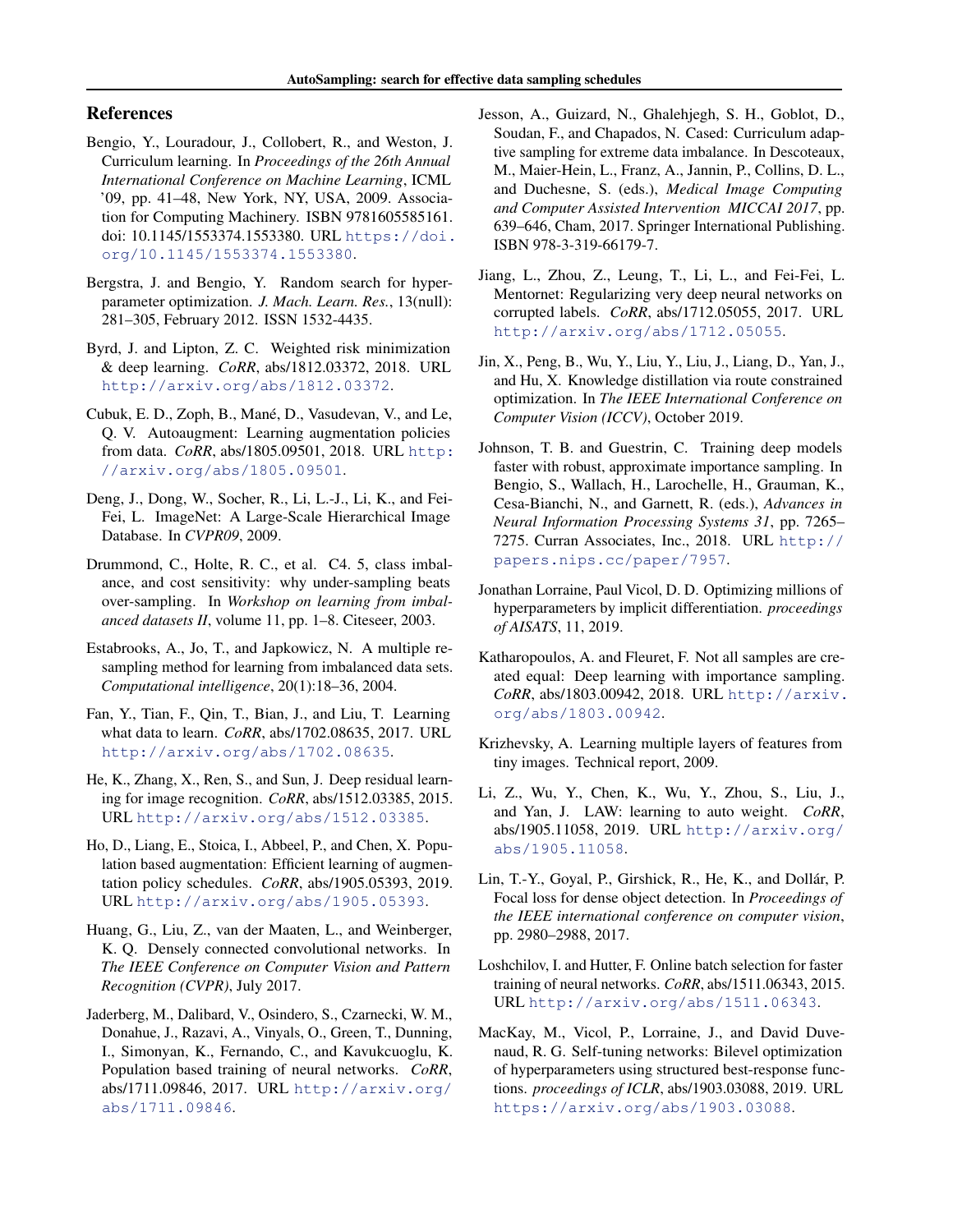# References

Bengio, Y., Louradour, J., Collobert, R., and Weston, J. Curriculum learning. In *Proceedings of the 26th Annual International Conference on Machine Learning*, ICML '09, pp. 41–48, New York, NY, USA, 2009. Association for Computing Machinery. ISBN 9781605585161. doi: 10.1145/1553374.1553380. URL https://doi.org/10.1145/1553374.1553380.

Bergstra, J. and Bengio, Y. Random search for hyper-parameter optimization. *J. Mach. Learn. Res.*, 13(null): 281–305, February 2012. ISSN 1532-4435.

Byrd, J. and Lipton, Z. C. Weighted risk minimization & deep learning. *CoRR*, abs/1812.03372, 2018. URL http://arxiv.org/abs/1812.03372.

Cubuk, E. D., Zoph, B., Mané, D., Vasudevan, V., and Le, Q. V. Autoaugment: Learning augmentation policies from data. *CoRR*, abs/1805.09501, 2018. URL http://arxiv.org/abs/1805.09501.

Deng, J., Dong, W., Socher, R., Li, L.-J., Li, K., and Fei-Fei, L. ImageNet: A Large-Scale Hierarchical Image Database. In *CVPR09*, 2009.

Drummond, C., Holte, R. C., et al. C4. 5, class imbalance, and cost sensitivity: why under-sampling beats over-sampling. In *Workshop on learning from imbalanced datasets II*, volume 11, pp. 1–8. Citeseer, 2003.

Estabrooks, A., Jo, T., and Japkowicz, N. A multiple resampling method for learning from imbalanced data sets. *Computational intelligence*, 20(1):18–36, 2004.

Fan, Y., Tian, F., Qin, T., Bian, J., and Liu, T. Learning what data to learn. *CoRR*, abs/1702.08635, 2017. URL http://arxiv.org/abs/1702.08635.

He, K., Zhang, X., Ren, S., and Sun, J. Deep residual learning for image recognition. *CoRR*, abs/1512.03385, 2015. URL http://arxiv.org/abs/1512.03385.

Ho, D., Liang, E., Stoica, I., Abbeel, P., and Chen, X. Population based augmentation: Efficient learning of augmentation policy schedules. *CoRR*, abs/1905.05393, 2019. URL http://arxiv.org/abs/1905.05393.

Huang, G., Liu, Z., van der Maaten, L., and Weinberger, K. Q. Densely connected convolutional networks. In *The IEEE Conference on Computer Vision and Pattern Recognition (CVPR)*, July 2017.

Jaderberg, M., Dalibard, V., Osindero, S., Czarnecki, W. M., Donahue, J., Razavi, A., Vinyals, O., Green, T., Dunning, I., Simonyan, K., Fernando, C., and Kavukcuoglu, K. Population based training of neural networks. *CoRR*, abs/1711.09846, 2017. URL http://arxiv.org/abs/1711.09846.

Jesson, A., Guizard, N., Ghalehjegh, S. H., Goblot, D., Soudan, F., and Chapados, N. Cased: Curriculum adaptive sampling for extreme data imbalance. In Descoteaux, M., Maier-Hein, L., Franz, A., Jannin, P., Collins, D. L., and Duchesne, S. (eds.), *Medical Image Computing and Computer Assisted Intervention MICCAI 2017*, pp. 639–646, Cham, 2017. Springer International Publishing. ISBN 978-3-319-66179-7.

Jiang, L., Zhou, Z., Leung, T., Li, L., and Fei-Fei, L. Mentornet: Regularizing very deep neural networks on corrupted labels. *CoRR*, abs/1712.05055, 2017. URL http://arxiv.org/abs/1712.05055.

Jin, X., Peng, B., Wu, Y., Liu, Y., Liu, J., Liang, D., Yan, J., and Hu, X. Knowledge distillation via route constrained optimization. In *The IEEE International Conference on Computer Vision (ICCV)*, October 2019.

Johnson, T. B. and Guestrin, C. Training deep models faster with robust, approximate importance sampling. In Bengio, S., Wallach, H., Larochelle, H., Grauman, K., Cesa-Bianchi, N., and Garnett, R. (eds.), *Advances in Neural Information Processing Systems 31*, pp. 7265–7275. Curran Associates, Inc., 2018. URL http://papers.nips.cc/paper/7957.

Jonathan Lorraine, Paul Vicol, D. D. Optimizing millions of hyperparameters by implicit differentiation. *proceedings of AISATS*, 11, 2019.

Katharopoulos, A. and Fleuret, F. Not all samples are created equal: Deep learning with importance sampling. *CoRR*, abs/1803.00942, 2018. URL http://arxiv.org/abs/1803.00942.

Krizhevsky, A. Learning multiple layers of features from tiny images. Technical report, 2009.

Li, Z., Wu, Y., Chen, K., Wu, Y., Zhou, S., Liu, J., and Yan, J. LAW: learning to auto weight. *CoRR*, abs/1905.11058, 2019. URL http://arxiv.org/abs/1905.11058.

Lin, T.-Y., Goyal, P., Girshick, R., He, K., and Dollár, P. Focal loss for dense object detection. In *Proceedings of the IEEE international conference on computer vision*, pp. 2980–2988, 2017.

Loshchilov, I. and Hutter, F. Online batch selection for faster training of neural networks. *CoRR*, abs/1511.06343, 2015. URL http://arxiv.org/abs/1511.06343.

MacKay, M., Vicol, P., Lorraine, J., and David Duvenaud, R. G. Self-tuning networks: Bilevel optimization of hyperparameters using structured best-response functions. *proceedings of ICLR*, abs/1903.03088, 2019. URL https://arxiv.org/abs/1903.03088.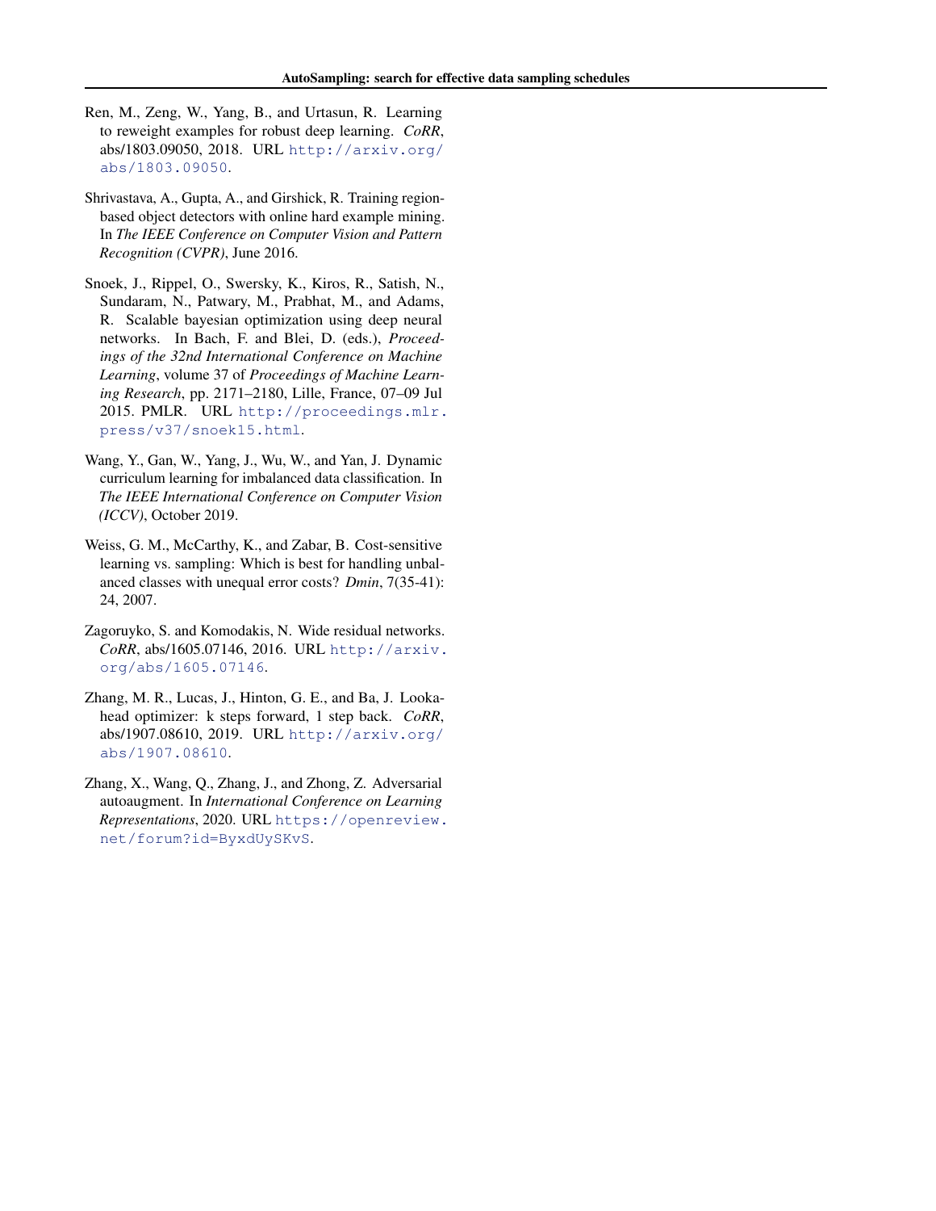Ren, M., Zeng, W., Yang, B., and Urtasun, R. Learning to reweight examples for robust deep learning. *CoRR*, abs/1803.09050, 2018. URL http://arxiv.org/abs/1803.09050.

Shrivastava, A., Gupta, A., and Girshick, R. Training region-based object detectors with online hard example mining. In *The IEEE Conference on Computer Vision and Pattern Recognition (CVPR)*, June 2016.

Snoek, J., Rippel, O., Swersky, K., Kiros, R., Satish, N., Sundaram, N., Patwary, M., Prabhat, M., and Adams, R. Scalable bayesian optimization using deep neural networks. In Bach, F. and Blei, D. (eds.), *Proceedings of the 32nd International Conference on Machine Learning*, volume 37 of *Proceedings of Machine Learning Research*, pp. 2171–2180, Lille, France, 07–09 Jul 2015. PMLR. URL http://proceedings.mlr.press/v37/snoek15.html.

Wang, Y., Gan, W., Yang, J., Wu, W., and Yan, J. Dynamic curriculum learning for imbalanced data classification. In *The IEEE International Conference on Computer Vision (ICCV)*, October 2019.

Weiss, G. M., McCarthy, K., and Zabar, B. Cost-sensitive learning vs. sampling: Which is best for handling unbalanced classes with unequal error costs? *Dmin*, 7(35-41): 24, 2007.

Zagoruyko, S. and Komodakis, N. Wide residual networks. *CoRR*, abs/1605.07146, 2016. URL http://arxiv.org/abs/1605.07146.

Zhang, M. R., Lucas, J., Hinton, G. E., and Ba, J. Lookahead optimizer: k steps forward, 1 step back. *CoRR*, abs/1907.08610, 2019. URL http://arxiv.org/abs/1907.08610.

Zhang, X., Wang, Q., Zhang, J., and Zhong, Z. Adversarial autoaugment. In *International Conference on Learning Representations*, 2020. URL https://openreview.net/forum?id=ByxdUySKvS.